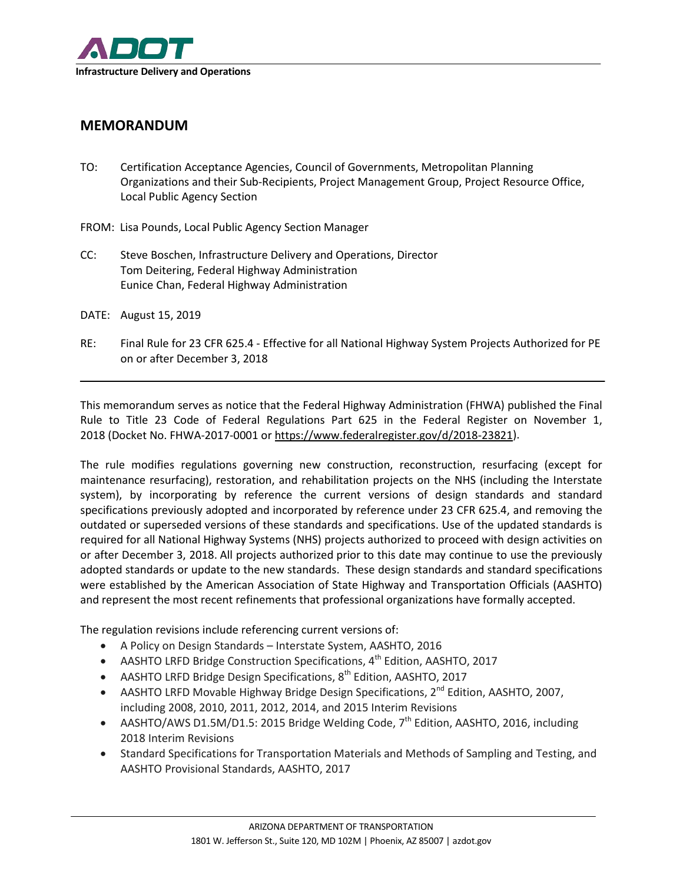ADOT

**Infrastructure Delivery and Operations**

## MEMORANDUM

TO: Certification Acceptance Agencies, Council of Governments, Metropolitan Planning Organizations and their Sub-Recipients, Project Management Group, Project Resource Office, Local Public Agency Section

FROM: Lisa Pounds, Local Public Agency Section Manager

CC: Steve Boschen, Infrastructure Delivery and Operations, Director
Tom Deitering, Federal Highway Administration
Eunice Chan, Federal Highway Administration

DATE: August 15, 2019

RE: Final Rule for 23 CFR 625.4 - Effective for all National Highway System Projects Authorized for PE on or after December 3, 2018

---

This memorandum serves as notice that the Federal Highway Administration (FHWA) published the Final Rule to Title 23 Code of Federal Regulations Part 625 in the Federal Register on November 1, 2018 (Docket No. FHWA-2017-0001 or https://www.federalregister.gov/d/2018-23821).

The rule modifies regulations governing new construction, reconstruction, resurfacing (except for maintenance resurfacing), restoration, and rehabilitation projects on the NHS (including the Interstate system), by incorporating by reference the current versions of design standards and standard specifications previously adopted and incorporated by reference under 23 CFR 625.4, and removing the outdated or superseded versions of these standards and specifications. Use of the updated standards is required for all National Highway Systems (NHS) projects authorized to proceed with design activities on or after December 3, 2018. All projects authorized prior to this date may continue to use the previously adopted standards or update to the new standards. These design standards and standard specifications were established by the American Association of State Highway and Transportation Officials (AASHTO) and represent the most recent refinements that professional organizations have formally accepted.

The regulation revisions include referencing current versions of:

- A Policy on Design Standards – Interstate System, AASHTO, 2016
- AASHTO LRFD Bridge Construction Specifications, 4th Edition, AASHTO, 2017
- AASHTO LRFD Bridge Design Specifications, 8th Edition, AASHTO, 2017
- AASHTO LRFD Movable Highway Bridge Design Specifications, 2nd Edition, AASHTO, 2007, including 2008, 2010, 2011, 2012, 2014, and 2015 Interim Revisions
- AASHTO/AWS D1.5M/D1.5: 2015 Bridge Welding Code, 7th Edition, AASHTO, 2016, including 2018 Interim Revisions
- Standard Specifications for Transportation Materials and Methods of Sampling and Testing, and AASHTO Provisional Standards, AASHTO, 2017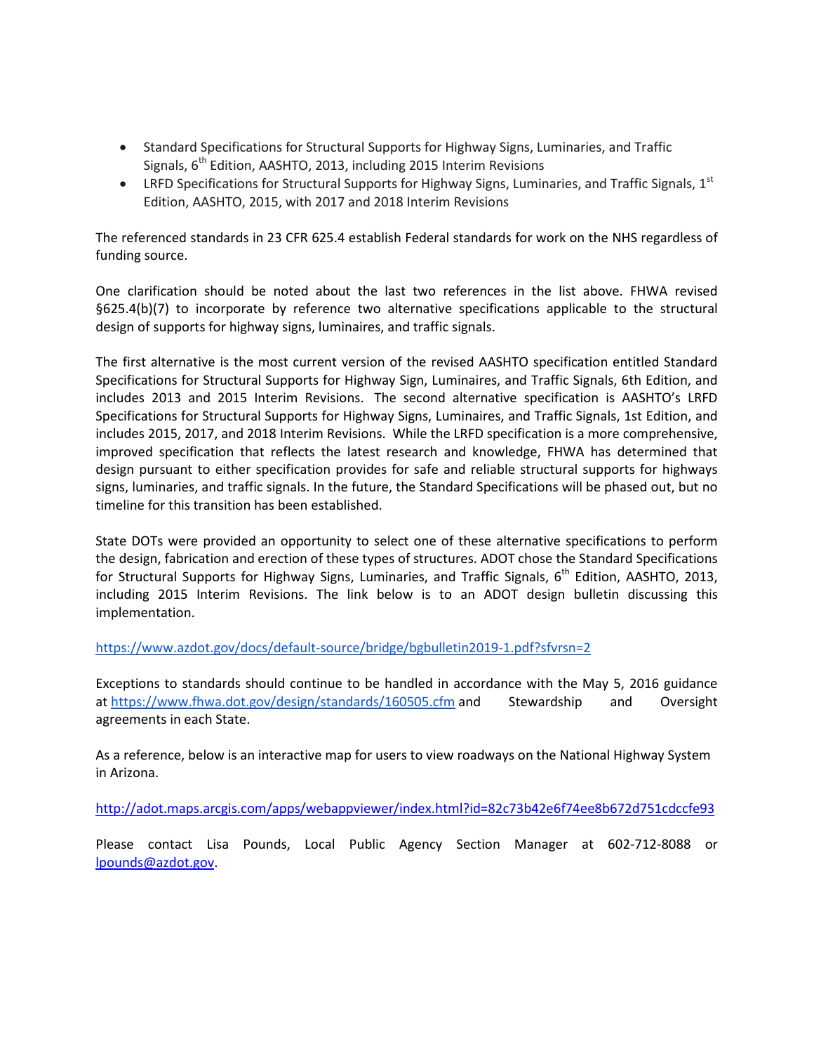- Standard Specifications for Structural Supports for Highway Signs, Luminaries, and Traffic Signals, 6th Edition, AASHTO, 2013, including 2015 Interim Revisions
- LRFD Specifications for Structural Supports for Highway Signs, Luminaries, and Traffic Signals, 1st Edition, AASHTO, 2015, with 2017 and 2018 Interim Revisions

The referenced standards in 23 CFR 625.4 establish Federal standards for work on the NHS regardless of funding source.

One clarification should be noted about the last two references in the list above. FHWA revised §625.4(b)(7) to incorporate by reference two alternative specifications applicable to the structural design of supports for highway signs, luminaires, and traffic signals.

The first alternative is the most current version of the revised AASHTO specification entitled Standard Specifications for Structural Supports for Highway Sign, Luminaires, and Traffic Signals, 6th Edition, and includes 2013 and 2015 Interim Revisions. The second alternative specification is AASHTO's LRFD Specifications for Structural Supports for Highway Signs, Luminaires, and Traffic Signals, 1st Edition, and includes 2015, 2017, and 2018 Interim Revisions. While the LRFD specification is a more comprehensive, improved specification that reflects the latest research and knowledge, FHWA has determined that design pursuant to either specification provides for safe and reliable structural supports for highways signs, luminaires, and traffic signals. In the future, the Standard Specifications will be phased out, but no timeline for this transition has been established.

State DOTs were provided an opportunity to select one of these alternative specifications to perform the design, fabrication and erection of these types of structures. ADOT chose the Standard Specifications for Structural Supports for Highway Signs, Luminaries, and Traffic Signals, 6th Edition, AASHTO, 2013, including 2015 Interim Revisions. The link below is to an ADOT design bulletin discussing this implementation.

https://www.azdot.gov/docs/default-source/bridge/bgbulletin2019-1.pdf?sfvrsn=2

Exceptions to standards should continue to be handled in accordance with the May 5, 2016 guidance at https://www.fhwa.dot.gov/design/standards/160505.cfm and Stewardship and Oversight agreements in each State.

As a reference, below is an interactive map for users to view roadways on the National Highway System in Arizona.

http://adot.maps.arcgis.com/apps/webappviewer/index.html?id=82c73b42e6f74ee8b672d751cdccfe93

Please contact Lisa Pounds, Local Public Agency Section Manager at 602-712-8088 or lpounds@azdot.gov.